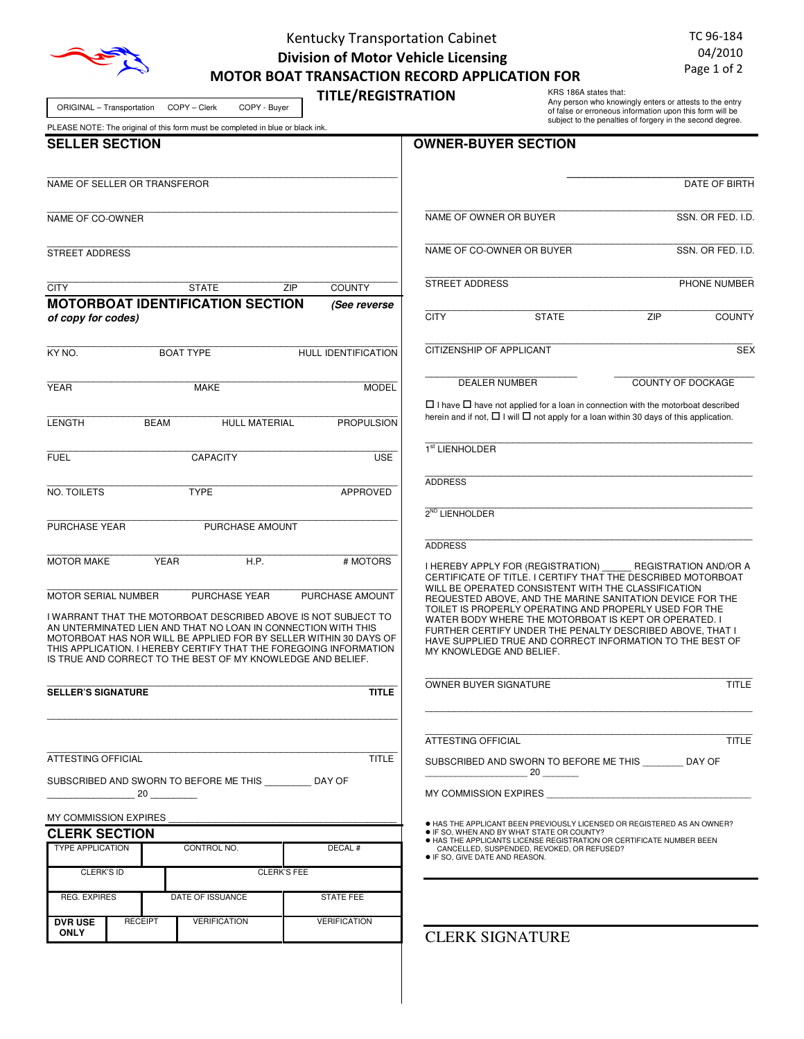# Kentucky Transportation Cabinet

## Division of Motor Vehicle Licensing

## MOTOR BOAT TRANSACTION RECORD APPLICATION FOR TITLE/REGISTRATION

TC 96-184
04/2010

ORIGINAL – Transportation    COPY – Clerk    COPY - Buyer

KRS 186A states that:
Any person who knowingly enters or attests to the entry of false or erroneous information upon this form will be subject to the penalties of forgery in the second degree.

PLEASE NOTE: The original of this form must be completed in blue or black ink.

## SELLER SECTION

NAME OF SELLER OR TRANSFEROR

NAME OF CO-OWNER

STREET ADDRESS

CITY    STATE    ZIP    COUNTY

## MOTORBOAT IDENTIFICATION SECTION *(See reverse of copy for codes)*

KY NO.    BOAT TYPE    HULL IDENTIFICATION

YEAR    MAKE    MODEL

LENGTH    BEAM    HULL MATERIAL    PROPULSION

FUEL    CAPACITY    USE

NO. TOILETS    TYPE    APPROVED

PURCHASE YEAR    PURCHASE AMOUNT

MOTOR MAKE    YEAR    H.P.    # MOTORS

MOTOR SERIAL NUMBER    PURCHASE YEAR    PURCHASE AMOUNT

I WARRANT THAT THE MOTORBOAT DESCRIBED ABOVE IS NOT SUBJECT TO AN UNTERMINATED LIEN AND THAT NO LOAN IN CONNECTION WITH THIS MOTORBOAT HAS NOR WILL BE APPLIED FOR BY SELLER WITHIN 30 DAYS OF THIS APPLICATION. I HEREBY CERTIFY THAT THE FOREGOING INFORMATION IS TRUE AND CORRECT TO THE BEST OF MY KNOWLEDGE AND BELIEF.

**SELLER'S SIGNATURE**    **TITLE**

ATTESTING OFFICIAL    TITLE

SUBSCRIBED AND SWORN TO BEFORE ME THIS _________ DAY OF _________________ 20 _________

MY COMMISSION EXPIRES ____________________________________________

## CLERK SECTION

| TYPE APPLICATION | CONTROL NO. | DECAL # |
|---|---|---|
| CLERK'S ID | CLERK'S FEE | |
| REG. EXPIRES | DATE OF ISSUANCE | STATE FEE |

| **DVR USE ONLY** | RECEIPT | VERIFICATION | VERIFICATION |
|---|---|---|---|

## OWNER-BUYER SECTION

DATE OF BIRTH

NAME OF OWNER OR BUYER    SSN. OR FED. I.D.

NAME OF CO-OWNER OR BUYER    SSN. OR FED. I.D.

STREET ADDRESS    PHONE NUMBER

CITY    STATE    ZIP    COUNTY

CITIZENSHIP OF APPLICANT    SEX

DEALER NUMBER    COUNTY OF DOCKAGE

☐ I have ☐ have not applied for a loan in connection with the motorboat described herein and if not, ☐ I will ☐ not apply for a loan within 30 days of this application.

1st LIENHOLDER

ADDRESS

2ND LIENHOLDER

ADDRESS

I HEREBY APPLY FOR (REGISTRATION) ______ REGISTRATION AND/OR A CERTIFICATE OF TITLE. I CERTIFY THAT THE DESCRIBED MOTORBOAT WILL BE OPERATED CONSISTENT WITH THE CLASSIFICATION REQUESTED ABOVE, AND THE MARINE SANITATION DEVICE FOR THE TOILET IS PROPERLY OPERATING AND PROPERLY USED FOR THE WATER BODY WHERE THE MOTORBOAT IS KEPT OR OPERATED. I FURTHER CERTIFY UNDER THE PENALTY DESCRIBED ABOVE, THAT I HAVE SUPPLIED TRUE AND CORRECT INFORMATION TO THE BEST OF MY KNOWLEDGE AND BELIEF.

OWNER BUYER SIGNATURE    TITLE

ATTESTING OFFICIAL    TITLE

SUBSCRIBED AND SWORN TO BEFORE ME THIS ________ DAY OF ____________________ 20 _______

MY COMMISSION EXPIRES ________________________________________

- HAS THE APPLICANT BEEN PREVIOUSLY LICENSED OR REGISTERED AS AN OWNER?
- IF SO, WHEN AND BY WHAT STATE OR COUNTY?
- HAS THE APPLICANTS LICENSE REGISTRATION OR CERTIFICATE NUMBER BEEN CANCELLED, SUSPENDED, REVOKED, OR REFUSED?
- IF SO, GIVE DATE AND REASON.

CLERK SIGNATURE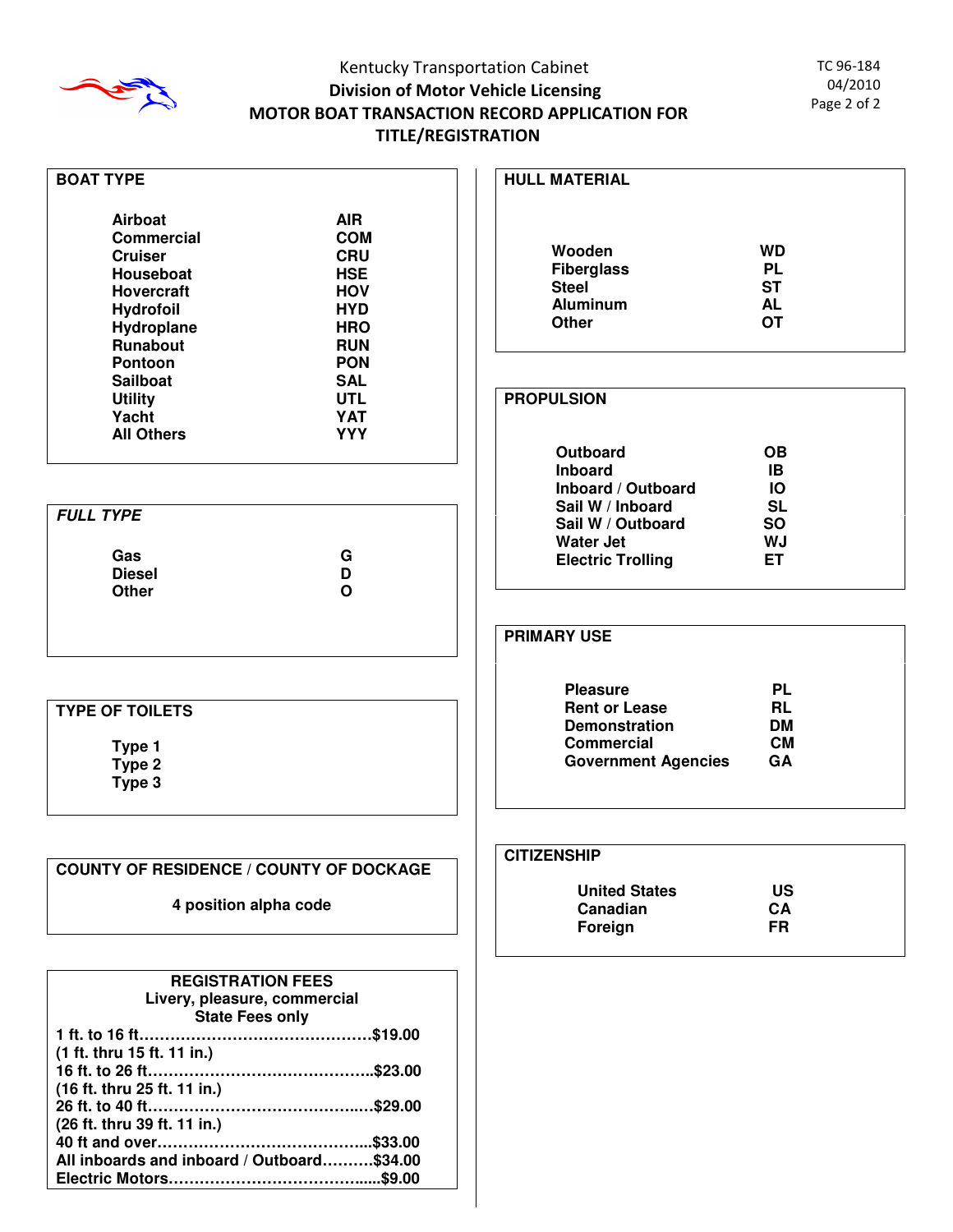Kentucky Transportation Cabinet

**Division of Motor Vehicle Licensing**

**MOTOR BOAT TRANSACTION RECORD APPLICATION FOR TITLE/REGISTRATION**

TC 96-184
04/2010

### BOAT TYPE

| | |
|---|---|
| Airboat | AIR |
| Commercial | COM |
| Cruiser | CRU |
| Houseboat | HSE |
| Hovercraft | HOV |
| Hydrofoil | HYD |
| Hydroplane | HRO |
| Runabout | RUN |
| Pontoon | PON |
| Sailboat | SAL |
| Utility | UTL |
| Yacht | YAT |
| All Others | YYY |

### *FULL TYPE*

| | |
|---|---|
| Gas | G |
| Diesel | D |
| Other | O |

### TYPE OF TOILETS

- Type 1
- Type 2
- Type 3

### COUNTY OF RESIDENCE / COUNTY OF DOCKAGE

4 position alpha code

### REGISTRATION FEES
**Livery, pleasure, commercial**
**State Fees only**

1 ft. to 16 ft……………………………………$19.00
(1 ft. thru 15 ft. 11 in.)
16 ft. to 26 ft……………………………………..$23.00
(16 ft. thru 25 ft. 11 in.)
26 ft. to 40 ft……………………………………..$29.00
(26 ft. thru 39 ft. 11 in.)
40 ft and over…………………………………..$33.00
All inboards and inboard / Outboard……….$34.00
Electric Motors………………………………....$9.00

### HULL MATERIAL

| | |
|---|---|
| Wooden | WD |
| Fiberglass | PL |
| Steel | ST |
| Aluminum | AL |
| Other | OT |

### PROPULSION

| | |
|---|---|
| Outboard | OB |
| Inboard | IB |
| Inboard / Outboard | IO |
| Sail W / Inboard | SL |
| Sail W / Outboard | SO |
| Water Jet | WJ |
| Electric Trolling | ET |

### PRIMARY USE

| | |
|---|---|
| Pleasure | PL |
| Rent or Lease | RL |
| Demonstration | DM |
| Commercial | CM |
| Government Agencies | GA |

### CITIZENSHIP

| | |
|---|---|
| United States | US |
| Canadian | CA |
| Foreign | FR |